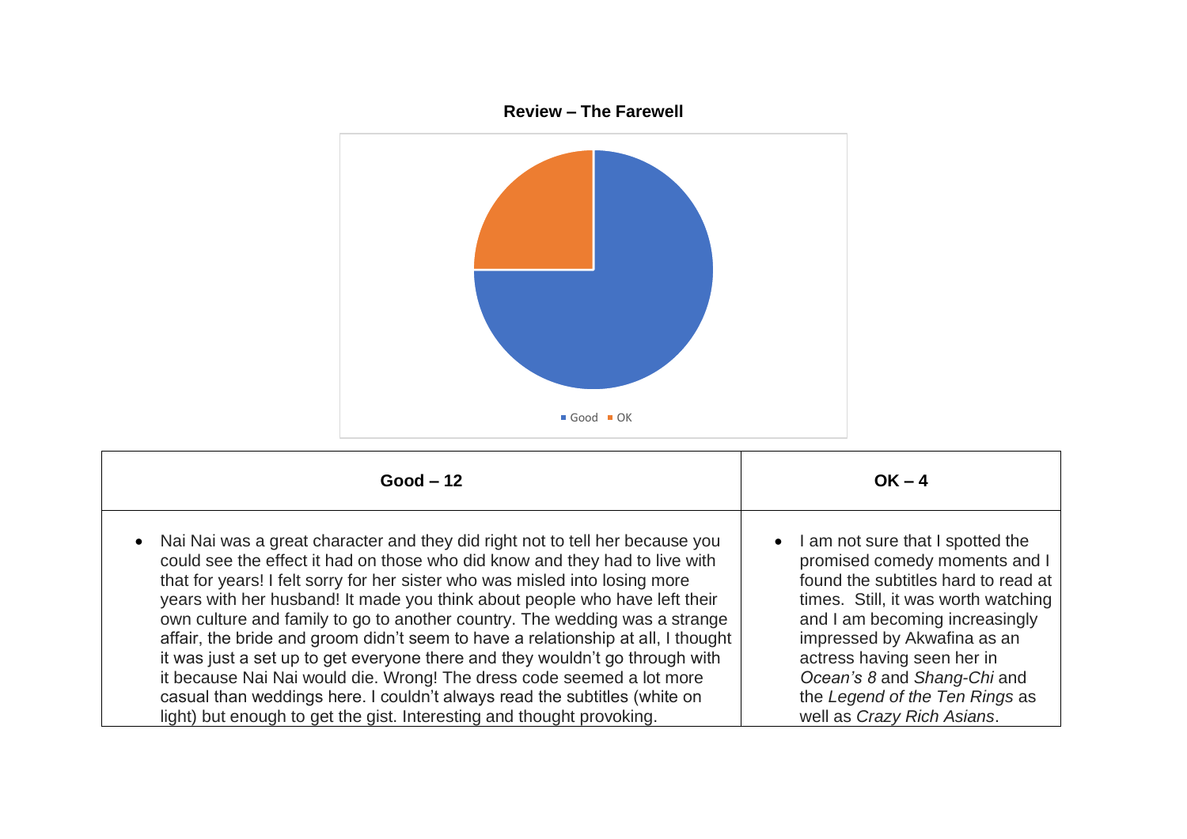**Review – The Farewell**

Good  OK

| Good – 12 | OK – 4 |
| --- | --- |
| • Nai Nai was a great character and they did right not to tell her because you could see the effect it had on those who did know and they had to live with that for years! I felt sorry for her sister who was misled into losing more years with her husband! It made you think about people who have left their own culture and family to go to another country. The wedding was a strange affair, the bride and groom didn't seem to have a relationship at all, I thought it was just a set up to get everyone there and they wouldn't go through with it because Nai Nai would die. Wrong! The dress code seemed a lot more casual than weddings here. I couldn't always read the subtitles (white on light) but enough to get the gist. Interesting and thought provoking. | • I am not sure that I spotted the promised comedy moments and I found the subtitles hard to read at times. Still, it was worth watching and I am becoming increasingly impressed by Akwafina as an actress having seen her in *Ocean's 8* and *Shang-Chi* and the *Legend of the Ten Rings* as well as *Crazy Rich Asians*. |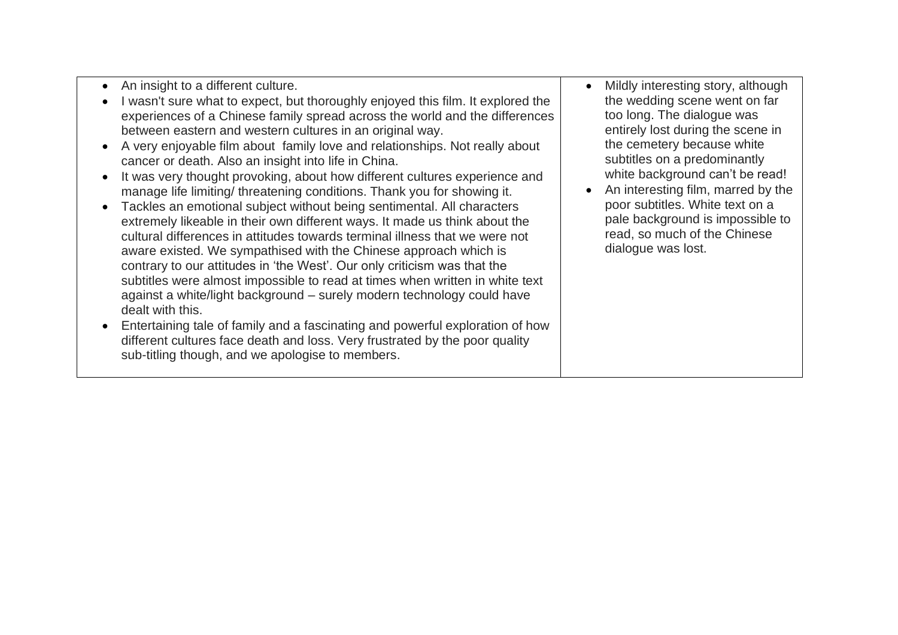| | |
|---|---|
| • An insight to a different culture.<br>• I wasn't sure what to expect, but thoroughly enjoyed this film. It explored the experiences of a Chinese family spread across the world and the differences between eastern and western cultures in an original way.<br>• A very enjoyable film about family love and relationships. Not really about cancer or death. Also an insight into life in China.<br>• It was very thought provoking, about how different cultures experience and manage life limiting/ threatening conditions. Thank you for showing it.<br>• Tackles an emotional subject without being sentimental. All characters extremely likeable in their own different ways. It made us think about the cultural differences in attitudes towards terminal illness that we were not aware existed. We sympathised with the Chinese approach which is contrary to our attitudes in 'the West'. Our only criticism was that the subtitles were almost impossible to read at times when written in white text against a white/light background – surely modern technology could have dealt with this.<br>• Entertaining tale of family and a fascinating and powerful exploration of how different cultures face death and loss. Very frustrated by the poor quality sub-titling though, and we apologise to members. | • Mildly interesting story, although the wedding scene went on far too long. The dialogue was entirely lost during the scene in the cemetery because white subtitles on a predominantly white background can't be read!<br>• An interesting film, marred by the poor subtitles. White text on a pale background is impossible to read, so much of the Chinese dialogue was lost. |